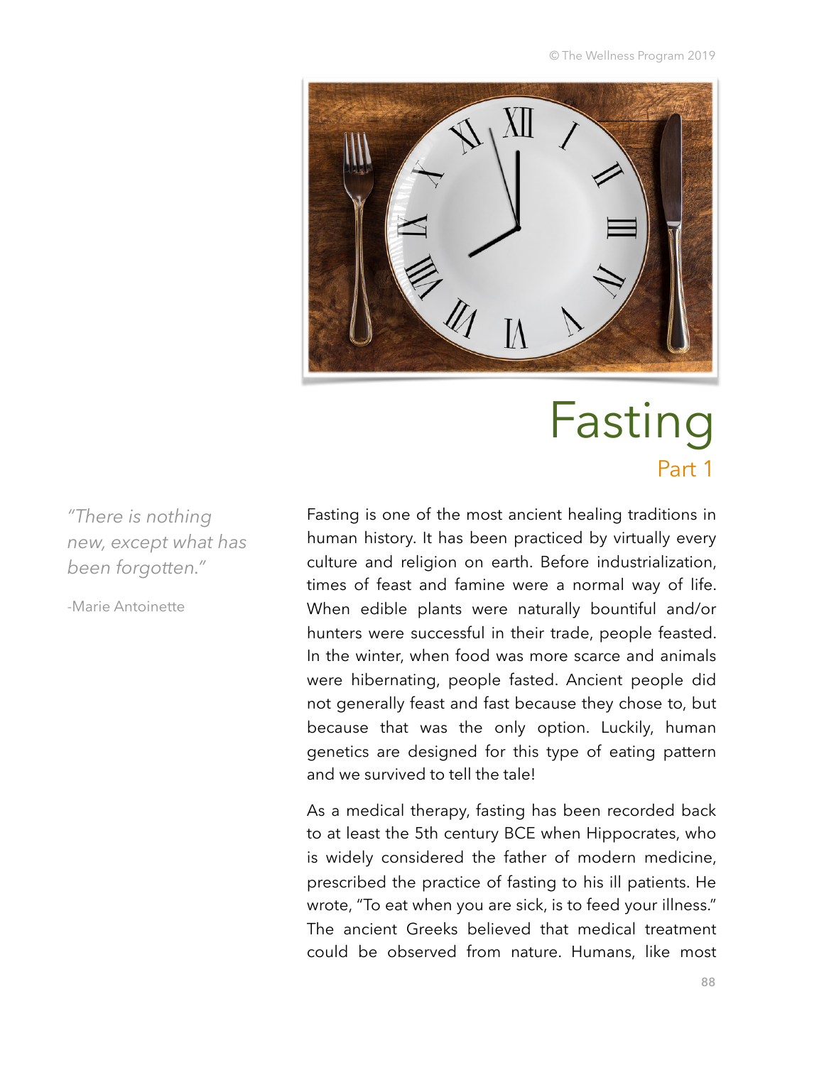# Fasting

## Part 1

> *"There is nothing new, except what has been forgotten."*
>
> -Marie Antoinette

Fasting is one of the most ancient healing traditions in human history. It has been practiced by virtually every culture and religion on earth. Before industrialization, times of feast and famine were a normal way of life. When edible plants were naturally bountiful and/or hunters were successful in their trade, people feasted. In the winter, when food was more scarce and animals were hibernating, people fasted. Ancient people did not generally feast and fast because they chose to, but because that was the only option. Luckily, human genetics are designed for this type of eating pattern and we survived to tell the tale!

As a medical therapy, fasting has been recorded back to at least the 5th century BCE when Hippocrates, who is widely considered the father of modern medicine, prescribed the practice of fasting to his ill patients. He wrote, "To eat when you are sick, is to feed your illness." The ancient Greeks believed that medical treatment could be observed from nature. Humans, like most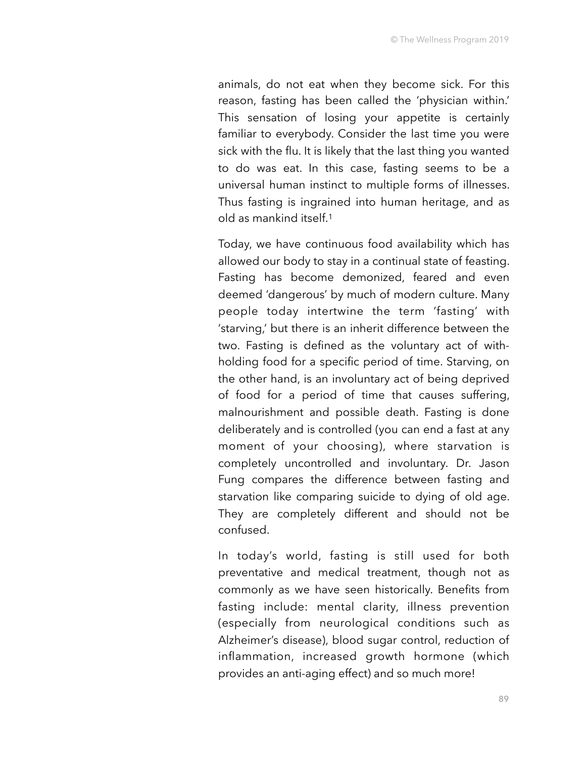animals, do not eat when they become sick. For this reason, fasting has been called the 'physician within.' This sensation of losing your appetite is certainly familiar to everybody. Consider the last time you were sick with the flu. It is likely that the last thing you wanted to do was eat. In this case, fasting seems to be a universal human instinct to multiple forms of illnesses. Thus fasting is ingrained into human heritage, and as old as mankind itself.[1]

Today, we have continuous food availability which has allowed our body to stay in a continual state of feasting. Fasting has become demonized, feared and even deemed 'dangerous' by much of modern culture. Many people today intertwine the term 'fasting' with 'starving,' but there is an inherit difference between the two. Fasting is defined as the voluntary act of with-holding food for a specific period of time. Starving, on the other hand, is an involuntary act of being deprived of food for a period of time that causes suffering, malnourishment and possible death. Fasting is done deliberately and is controlled (you can end a fast at any moment of your choosing), where starvation is completely uncontrolled and involuntary. Dr. Jason Fung compares the difference between fasting and starvation like comparing suicide to dying of old age. They are completely different and should not be confused.

In today's world, fasting is still used for both preventative and medical treatment, though not as commonly as we have seen historically. Benefits from fasting include: mental clarity, illness prevention (especially from neurological conditions such as Alzheimer's disease), blood sugar control, reduction of inflammation, increased growth hormone (which provides an anti-aging effect) and so much more!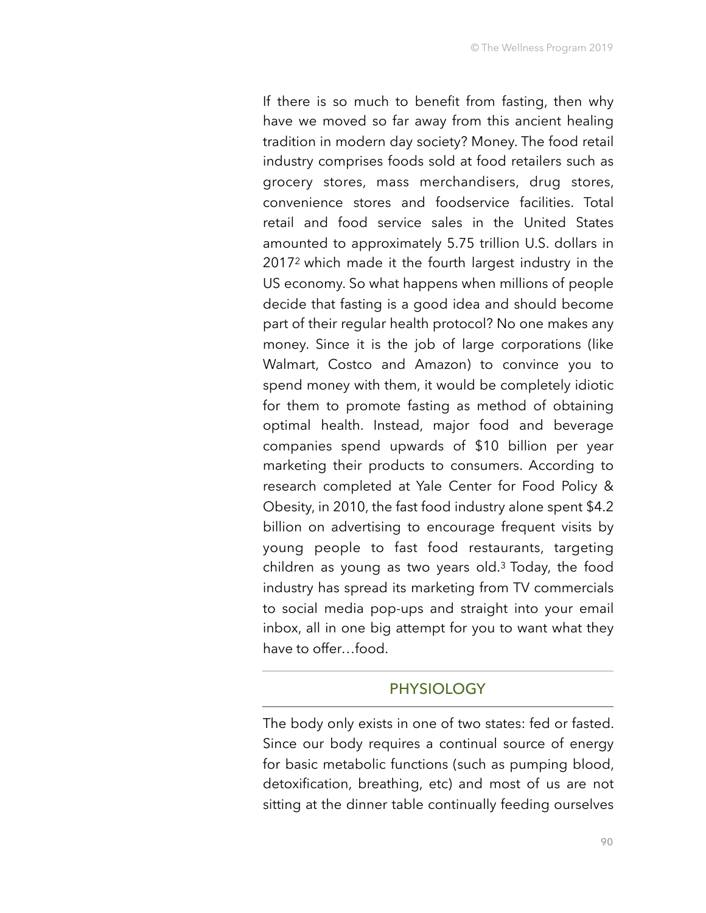If there is so much to benefit from fasting, then why have we moved so far away from this ancient healing tradition in modern day society? Money. The food retail industry comprises foods sold at food retailers such as grocery stores, mass merchandisers, drug stores, convenience stores and foodservice facilities. Total retail and food service sales in the United States amounted to approximately 5.75 trillion U.S. dollars in 2017[2] which made it the fourth largest industry in the US economy. So what happens when millions of people decide that fasting is a good idea and should become part of their regular health protocol? No one makes any money. Since it is the job of large corporations (like Walmart, Costco and Amazon) to convince you to spend money with them, it would be completely idiotic for them to promote fasting as method of obtaining optimal health. Instead, major food and beverage companies spend upwards of $10 billion per year marketing their products to consumers. According to research completed at Yale Center for Food Policy & Obesity, in 2010, the fast food industry alone spent $4.2 billion on advertising to encourage frequent visits by young people to fast food restaurants, targeting children as young as two years old.[3] Today, the food industry has spread its marketing from TV commercials to social media pop-ups and straight into your email inbox, all in one big attempt for you to want what they have to offer…food.

## PHYSIOLOGY

The body only exists in one of two states: fed or fasted. Since our body requires a continual source of energy for basic metabolic functions (such as pumping blood, detoxification, breathing, etc) and most of us are not sitting at the dinner table continually feeding ourselves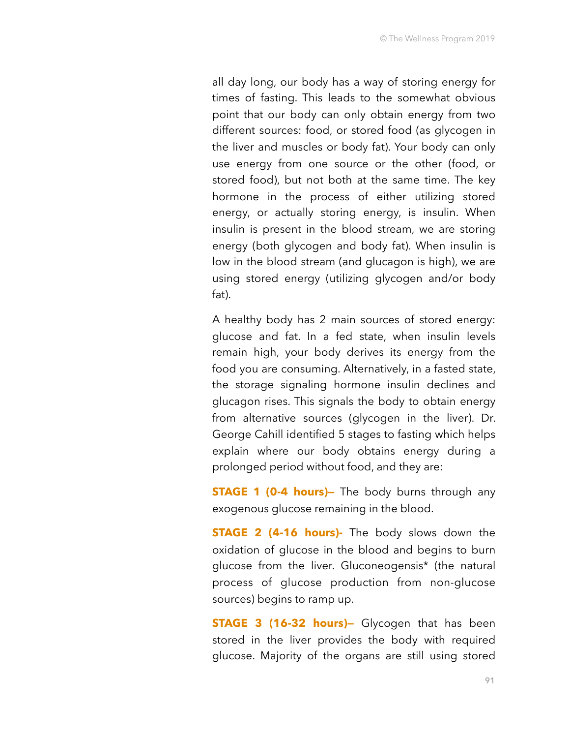all day long, our body has a way of storing energy for times of fasting. This leads to the somewhat obvious point that our body can only obtain energy from two different sources: food, or stored food (as glycogen in the liver and muscles or body fat). Your body can only use energy from one source or the other (food, or stored food), but not both at the same time. The key hormone in the process of either utilizing stored energy, or actually storing energy, is insulin. When insulin is present in the blood stream, we are storing energy (both glycogen and body fat). When insulin is low in the blood stream (and glucagon is high), we are using stored energy (utilizing glycogen and/or body fat).

A healthy body has 2 main sources of stored energy: glucose and fat. In a fed state, when insulin levels remain high, your body derives its energy from the food you are consuming. Alternatively, in a fasted state, the storage signaling hormone insulin declines and glucagon rises. This signals the body to obtain energy from alternative sources (glycogen in the liver). Dr. George Cahill identified 5 stages to fasting which helps explain where our body obtains energy during a prolonged period without food, and they are:

**STAGE 1 (0-4 hours)–** The body burns through any exogenous glucose remaining in the blood.

**STAGE 2 (4-16 hours)-** The body slows down the oxidation of glucose in the blood and begins to burn glucose from the liver. Gluconeogensis* (the natural process of glucose production from non-glucose sources) begins to ramp up.

**STAGE 3 (16-32 hours)–** Glycogen that has been stored in the liver provides the body with required glucose. Majority of the organs are still using stored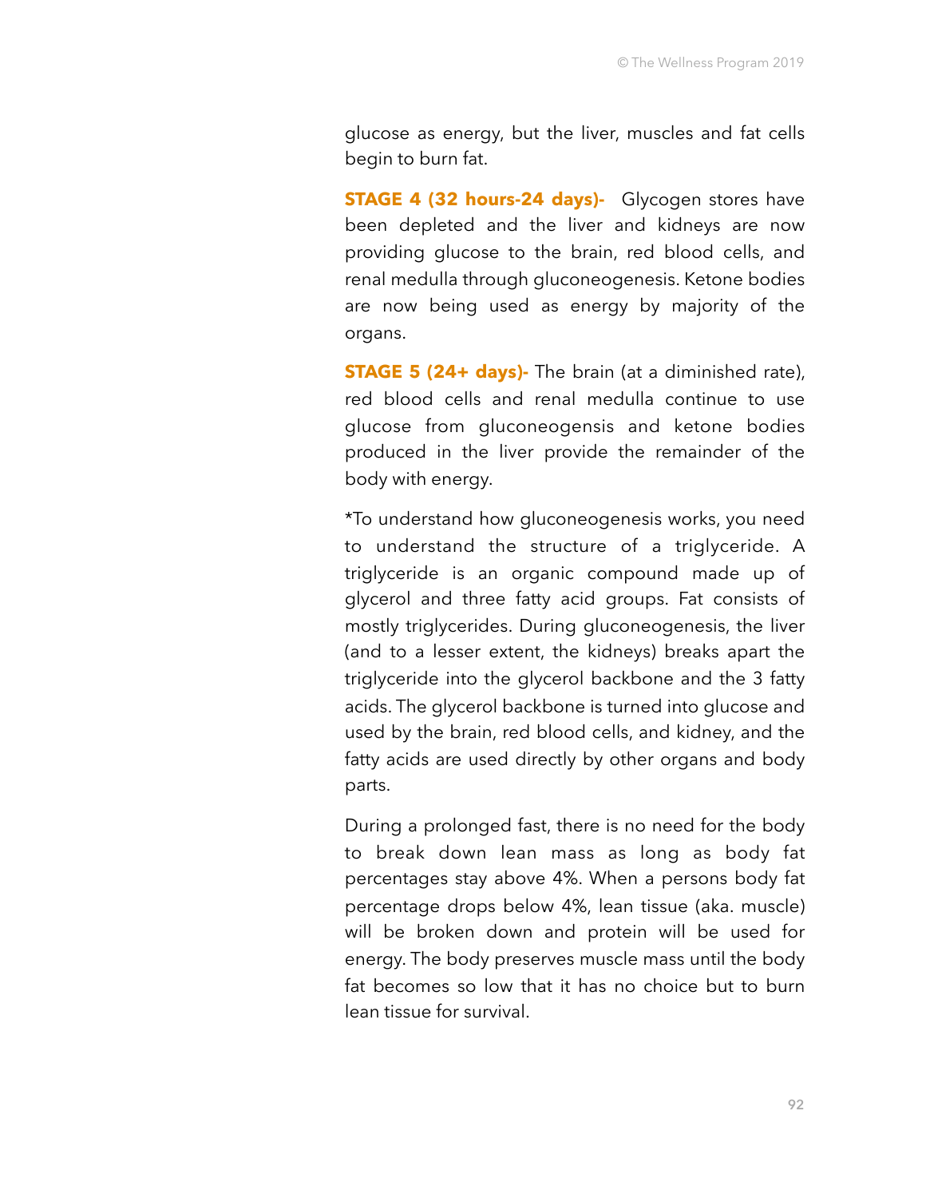glucose as energy, but the liver, muscles and fat cells begin to burn fat.

**STAGE 4 (32 hours-24 days)-** Glycogen stores have been depleted and the liver and kidneys are now providing glucose to the brain, red blood cells, and renal medulla through gluconeogenesis. Ketone bodies are now being used as energy by majority of the organs.

**STAGE 5 (24+ days)-** The brain (at a diminished rate), red blood cells and renal medulla continue to use glucose from gluconeogensis and ketone bodies produced in the liver provide the remainder of the body with energy.

*To understand how gluconeogenesis works, you need to understand the structure of a triglyceride. A triglyceride is an organic compound made up of glycerol and three fatty acid groups. Fat consists of mostly triglycerides. During gluconeogenesis, the liver (and to a lesser extent, the kidneys) breaks apart the triglyceride into the glycerol backbone and the 3 fatty acids. The glycerol backbone is turned into glucose and used by the brain, red blood cells, and kidney, and the fatty acids are used directly by other organs and body parts.

During a prolonged fast, there is no need for the body to break down lean mass as long as body fat percentages stay above 4%. When a persons body fat percentage drops below 4%, lean tissue (aka. muscle) will be broken down and protein will be used for energy. The body preserves muscle mass until the body fat becomes so low that it has no choice but to burn lean tissue for survival.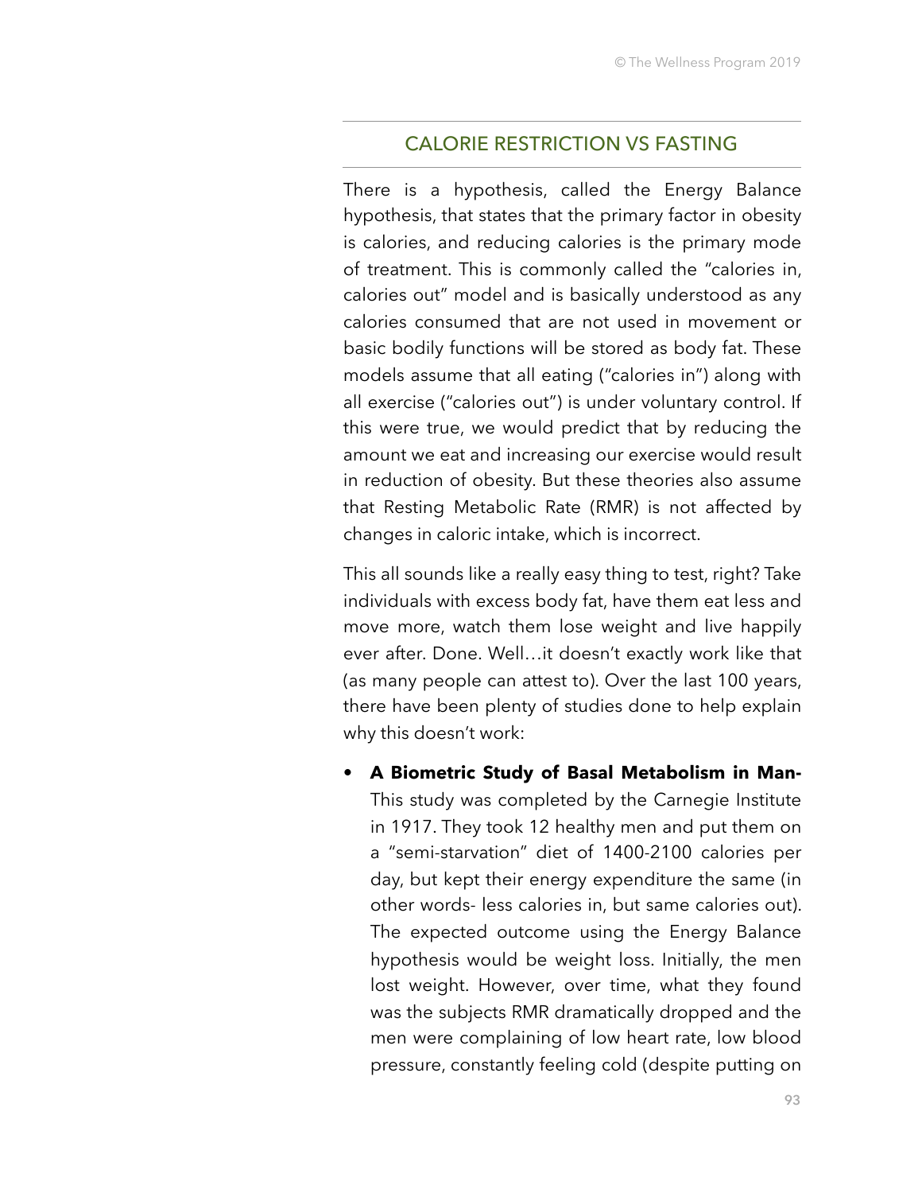## CALORIE RESTRICTION VS FASTING

There is a hypothesis, called the Energy Balance hypothesis, that states that the primary factor in obesity is calories, and reducing calories is the primary mode of treatment. This is commonly called the "calories in, calories out" model and is basically understood as any calories consumed that are not used in movement or basic bodily functions will be stored as body fat. These models assume that all eating ("calories in") along with all exercise ("calories out") is under voluntary control. If this were true, we would predict that by reducing the amount we eat and increasing our exercise would result in reduction of obesity. But these theories also assume that Resting Metabolic Rate (RMR) is not affected by changes in caloric intake, which is incorrect.

This all sounds like a really easy thing to test, right? Take individuals with excess body fat, have them eat less and move more, watch them lose weight and live happily ever after. Done. Well…it doesn't exactly work like that (as many people can attest to). Over the last 100 years, there have been plenty of studies done to help explain why this doesn't work:

- **A Biometric Study of Basal Metabolism in Man-** This study was completed by the Carnegie Institute in 1917. They took 12 healthy men and put them on a "semi-starvation" diet of 1400-2100 calories per day, but kept their energy expenditure the same (in other words- less calories in, but same calories out). The expected outcome using the Energy Balance hypothesis would be weight loss. Initially, the men lost weight. However, over time, what they found was the subjects RMR dramatically dropped and the men were complaining of low heart rate, low blood pressure, constantly feeling cold (despite putting on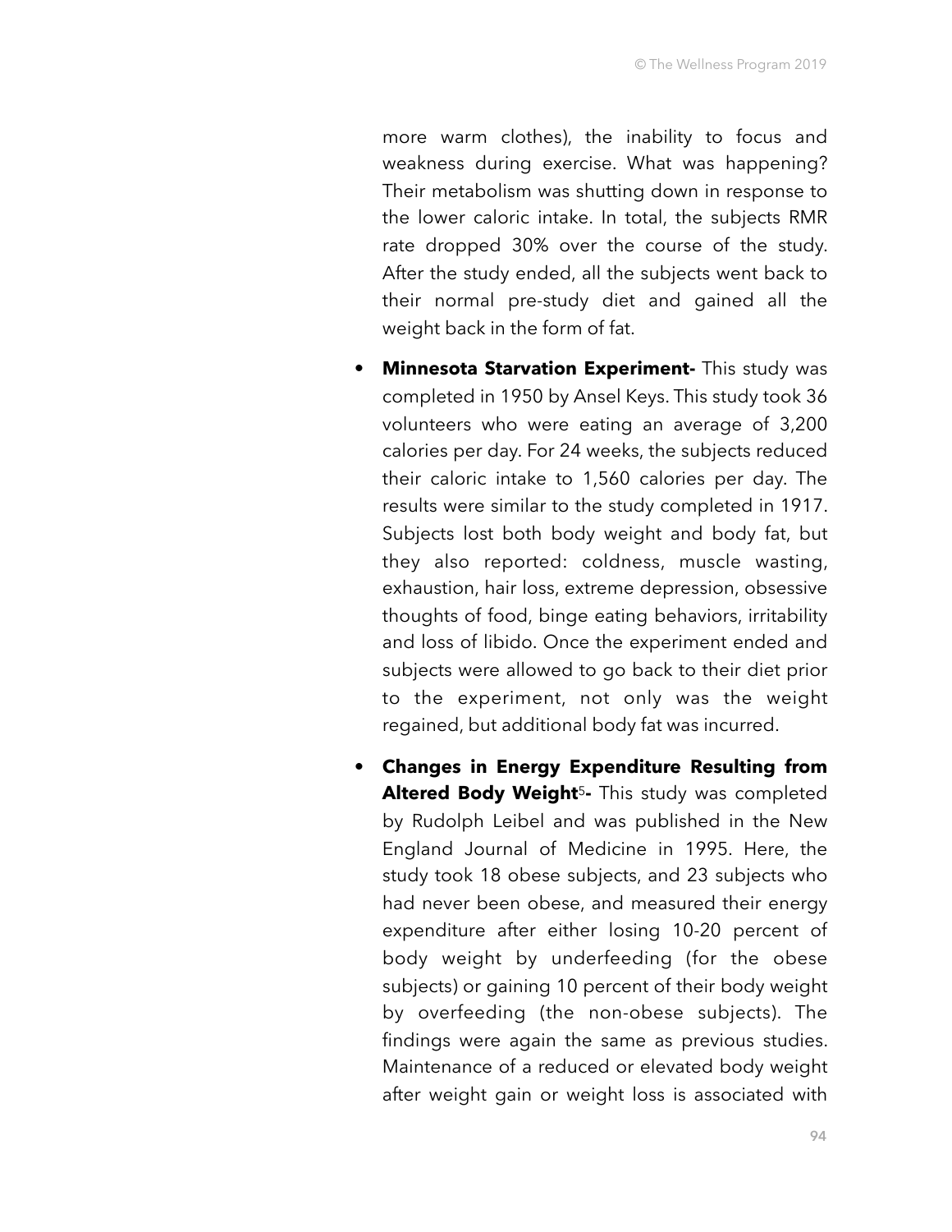more warm clothes), the inability to focus and weakness during exercise. What was happening? Their metabolism was shutting down in response to the lower caloric intake. In total, the subjects RMR rate dropped 30% over the course of the study. After the study ended, all the subjects went back to their normal pre-study diet and gained all the weight back in the form of fat.

- **Minnesota Starvation Experiment-** This study was completed in 1950 by Ansel Keys. This study took 36 volunteers who were eating an average of 3,200 calories per day. For 24 weeks, the subjects reduced their caloric intake to 1,560 calories per day. The results were similar to the study completed in 1917. Subjects lost both body weight and body fat, but they also reported: coldness, muscle wasting, exhaustion, hair loss, extreme depression, obsessive thoughts of food, binge eating behaviors, irritability and loss of libido. Once the experiment ended and subjects were allowed to go back to their diet prior to the experiment, not only was the weight regained, but additional body fat was incurred.

- **Changes in Energy Expenditure Resulting from Altered Body Weight[5]-** This study was completed by Rudolph Leibel and was published in the New England Journal of Medicine in 1995. Here, the study took 18 obese subjects, and 23 subjects who had never been obese, and measured their energy expenditure after either losing 10-20 percent of body weight by underfeeding (for the obese subjects) or gaining 10 percent of their body weight by overfeeding (the non-obese subjects). The findings were again the same as previous studies. Maintenance of a reduced or elevated body weight after weight gain or weight loss is associated with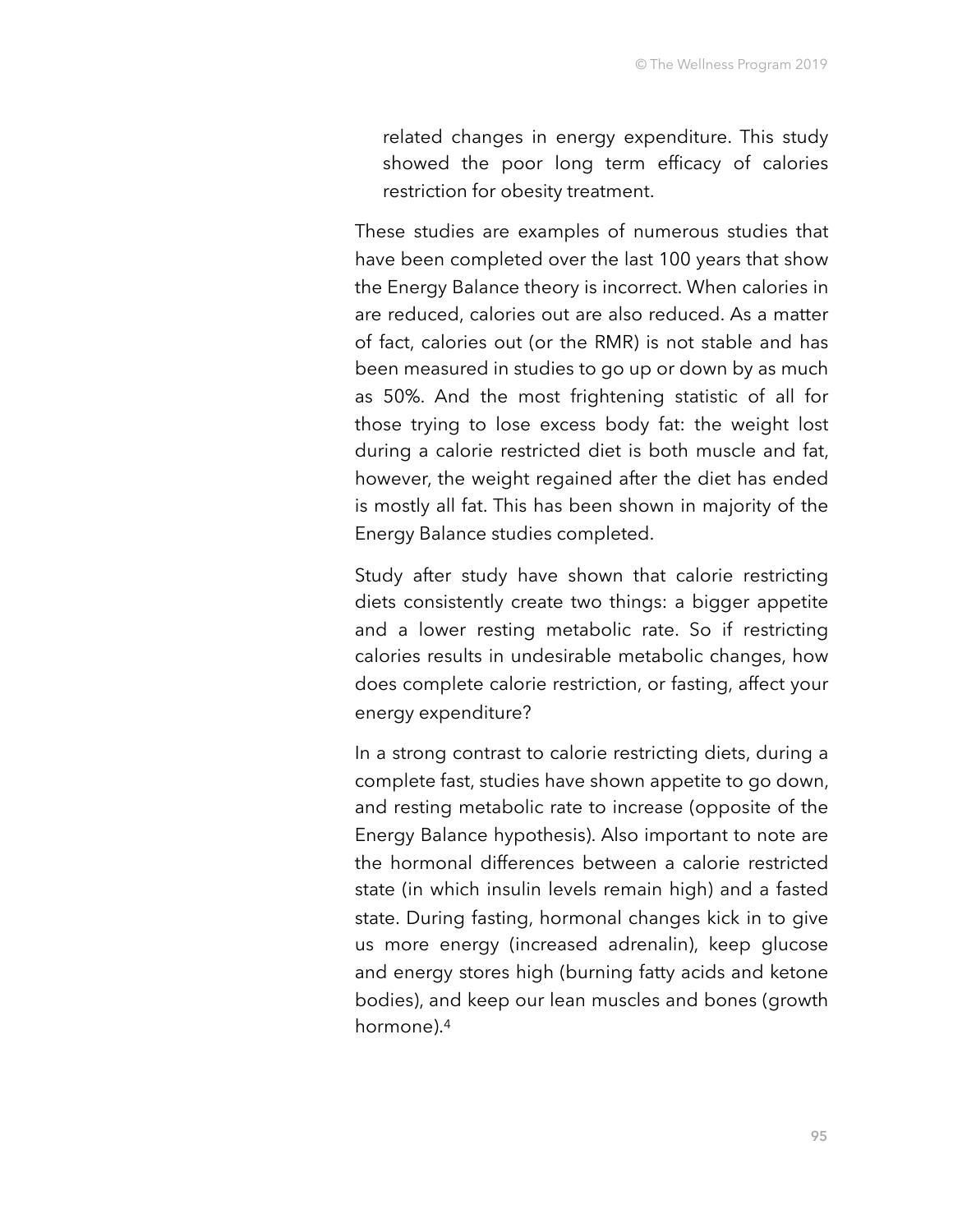related changes in energy expenditure. This study showed the poor long term efficacy of calories restriction for obesity treatment.

These studies are examples of numerous studies that have been completed over the last 100 years that show the Energy Balance theory is incorrect. When calories in are reduced, calories out are also reduced. As a matter of fact, calories out (or the RMR) is not stable and has been measured in studies to go up or down by as much as 50%. And the most frightening statistic of all for those trying to lose excess body fat: the weight lost during a calorie restricted diet is both muscle and fat, however, the weight regained after the diet has ended is mostly all fat. This has been shown in majority of the Energy Balance studies completed.

Study after study have shown that calorie restricting diets consistently create two things: a bigger appetite and a lower resting metabolic rate. So if restricting calories results in undesirable metabolic changes, how does complete calorie restriction, or fasting, affect your energy expenditure?

In a strong contrast to calorie restricting diets, during a complete fast, studies have shown appetite to go down, and resting metabolic rate to increase (opposite of the Energy Balance hypothesis). Also important to note are the hormonal differences between a calorie restricted state (in which insulin levels remain high) and a fasted state. During fasting, hormonal changes kick in to give us more energy (increased adrenalin), keep glucose and energy stores high (burning fatty acids and ketone bodies), and keep our lean muscles and bones (growth hormone).[4]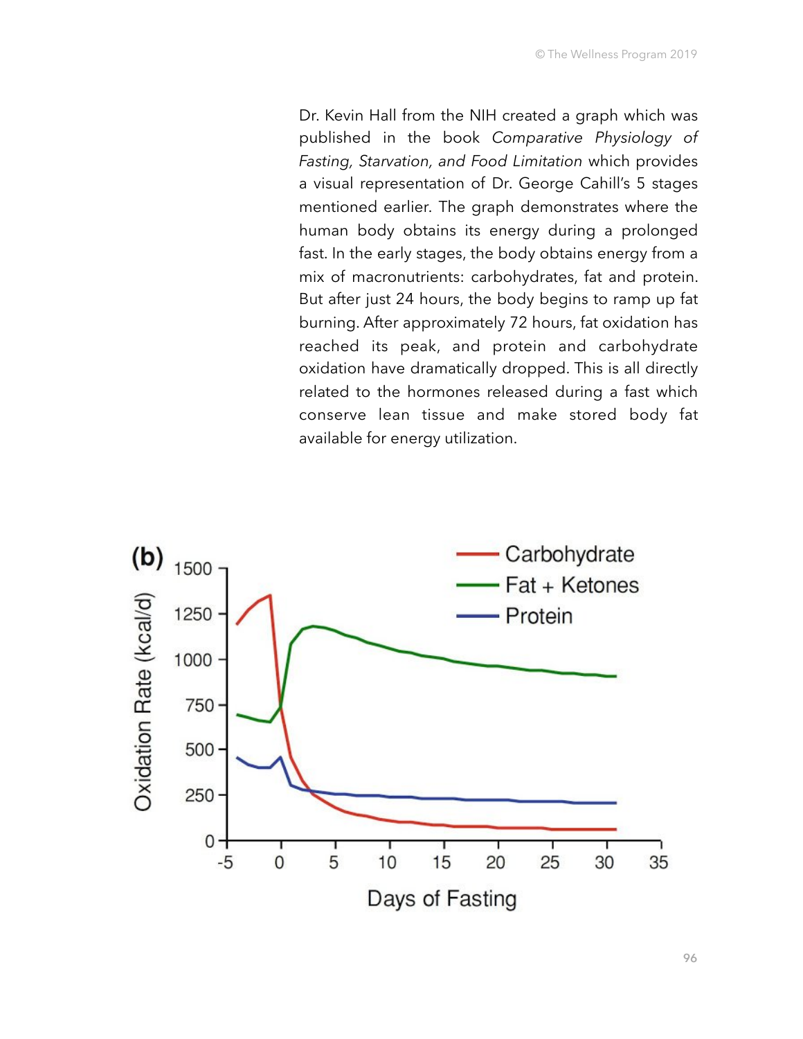Dr. Kevin Hall from the NIH created a graph which was published in the book *Comparative Physiology of Fasting, Starvation, and Food Limitation* which provides a visual representation of Dr. George Cahill's 5 stages mentioned earlier. The graph demonstrates where the human body obtains its energy during a prolonged fast. In the early stages, the body obtains energy from a mix of macronutrients: carbohydrates, fat and protein. But after just 24 hours, the body begins to ramp up fat burning. After approximately 72 hours, fat oxidation has reached its peak, and protein and carbohydrate oxidation have dramatically dropped. This is all directly related to the hormones released during a fast which conserve lean tissue and make stored body fat available for energy utilization.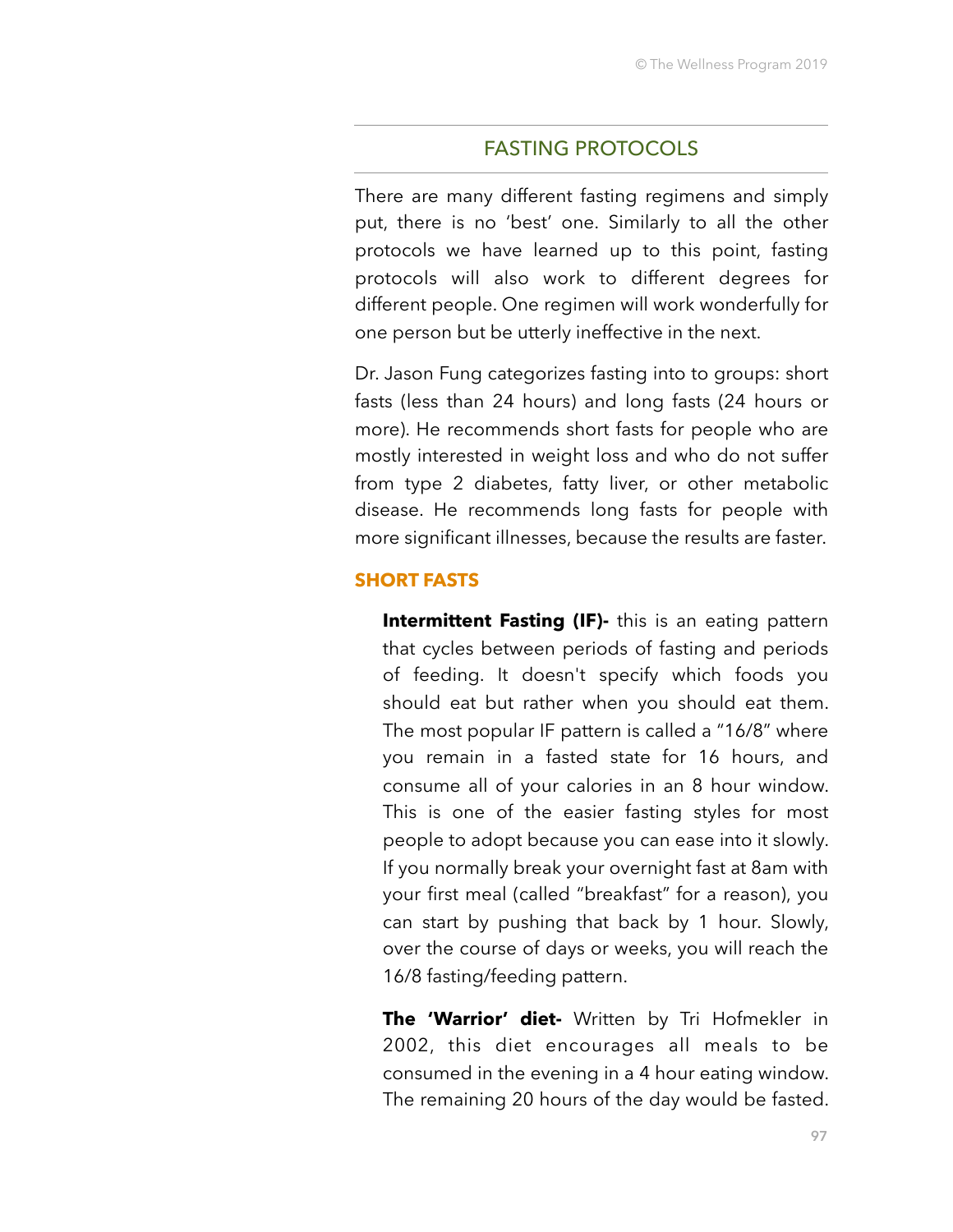## FASTING PROTOCOLS

There are many different fasting regimens and simply put, there is no 'best' one. Similarly to all the other protocols we have learned up to this point, fasting protocols will also work to different degrees for different people. One regimen will work wonderfully for one person but be utterly ineffective in the next.

Dr. Jason Fung categorizes fasting into to groups: short fasts (less than 24 hours) and long fasts (24 hours or more). He recommends short fasts for people who are mostly interested in weight loss and who do not suffer from type 2 diabetes, fatty liver, or other metabolic disease. He recommends long fasts for people with more significant illnesses, because the results are faster.

### SHORT FASTS

**Intermittent Fasting (IF)-** this is an eating pattern that cycles between periods of fasting and periods of feeding. It doesn't specify which foods you should eat but rather when you should eat them. The most popular IF pattern is called a "16/8" where you remain in a fasted state for 16 hours, and consume all of your calories in an 8 hour window. This is one of the easier fasting styles for most people to adopt because you can ease into it slowly. If you normally break your overnight fast at 8am with your first meal (called "breakfast" for a reason), you can start by pushing that back by 1 hour. Slowly, over the course of days or weeks, you will reach the 16/8 fasting/feeding pattern.

**The 'Warrior' diet-** Written by Tri Hofmekler in 2002, this diet encourages all meals to be consumed in the evening in a 4 hour eating window. The remaining 20 hours of the day would be fasted.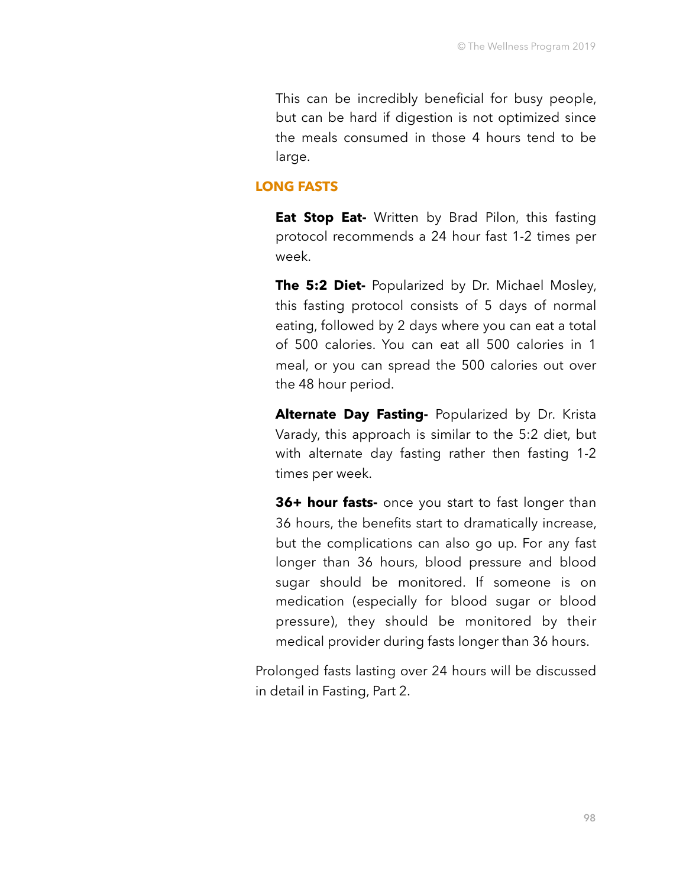This can be incredibly beneficial for busy people, but can be hard if digestion is not optimized since the meals consumed in those 4 hours tend to be large.

## LONG FASTS

**Eat Stop Eat-** Written by Brad Pilon, this fasting protocol recommends a 24 hour fast 1-2 times per week.

**The 5:2 Diet-** Popularized by Dr. Michael Mosley, this fasting protocol consists of 5 days of normal eating, followed by 2 days where you can eat a total of 500 calories. You can eat all 500 calories in 1 meal, or you can spread the 500 calories out over the 48 hour period.

**Alternate Day Fasting-** Popularized by Dr. Krista Varady, this approach is similar to the 5:2 diet, but with alternate day fasting rather then fasting 1-2 times per week.

**36+ hour fasts-** once you start to fast longer than 36 hours, the benefits start to dramatically increase, but the complications can also go up. For any fast longer than 36 hours, blood pressure and blood sugar should be monitored. If someone is on medication (especially for blood sugar or blood pressure), they should be monitored by their medical provider during fasts longer than 36 hours.

Prolonged fasts lasting over 24 hours will be discussed in detail in Fasting, Part 2.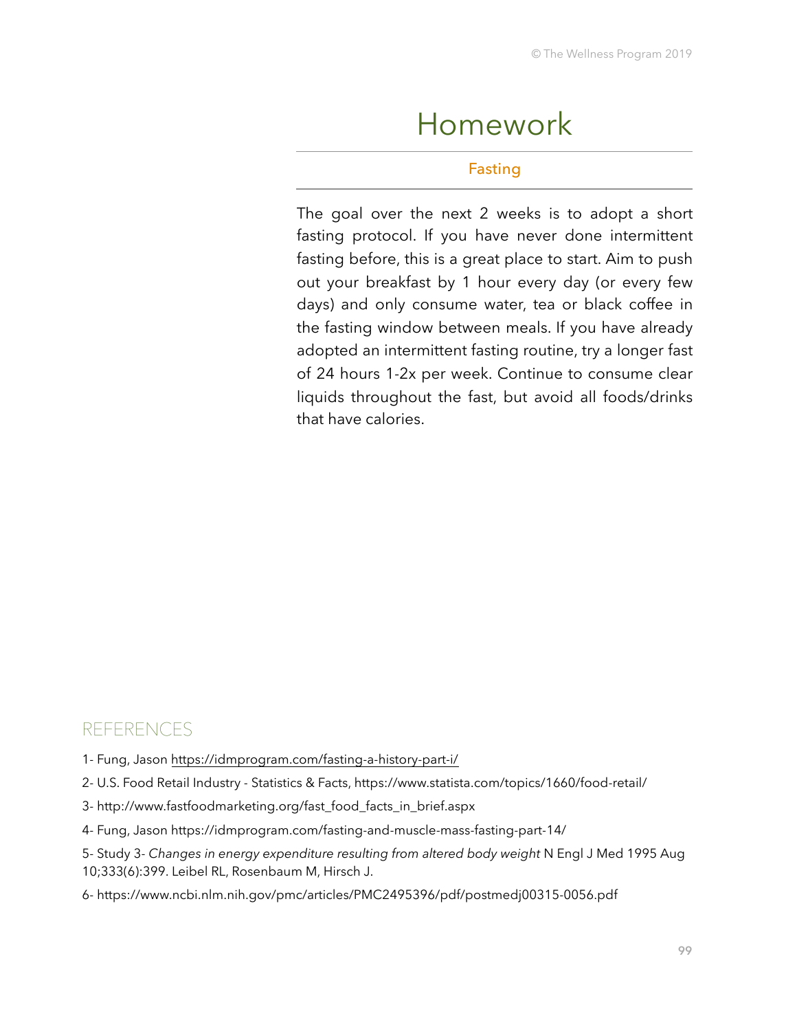# Homework

## Fasting

The goal over the next 2 weeks is to adopt a short fasting protocol. If you have never done intermittent fasting before, this is a great place to start. Aim to push out your breakfast by 1 hour every day (or every few days) and only consume water, tea or black coffee in the fasting window between meals. If you have already adopted an intermittent fasting routine, try a longer fast of 24 hours 1-2x per week. Continue to consume clear liquids throughout the fast, but avoid all foods/drinks that have calories.

## REFERENCES

1- Fung, Jason https://idmprogram.com/fasting-a-history-part-i/

2- U.S. Food Retail Industry - Statistics & Facts, https://www.statista.com/topics/1660/food-retail/

3- http://www.fastfoodmarketing.org/fast_food_facts_in_brief.aspx

4- Fung, Jason https://idmprogram.com/fasting-and-muscle-mass-fasting-part-14/

5- Study 3- *Changes in energy expenditure resulting from altered body weight* N Engl J Med 1995 Aug 10;333(6):399. Leibel RL, Rosenbaum M, Hirsch J.

6- https://www.ncbi.nlm.nih.gov/pmc/articles/PMC2495396/pdf/postmedj00315-0056.pdf